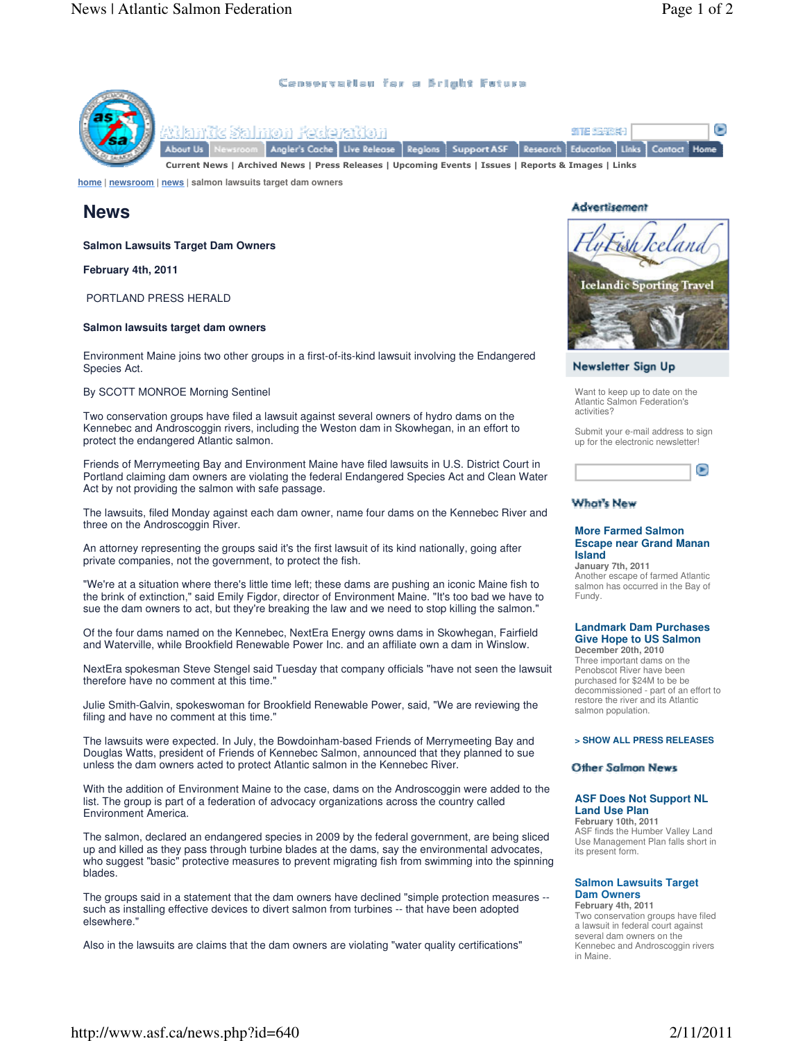Conservation for a Bright Future

Atlantic Salmon Federation

About Us | Newsroom | Angler's Cache | Live Release | Regions | Support ASF | Research | Education | Links | Contact | Home

Current News | Archived News | Press Releases | Upcoming Events | Issues | Reports & Images | Links

home | newsroom | news | salmon lawsuits target dam owners

# News

**Salmon Lawsuits Target Dam Owners**

**February 4th, 2011**

PORTLAND PRESS HERALD

**Salmon lawsuits target dam owners**

Environment Maine joins two other groups in a first-of-its-kind lawsuit involving the Endangered Species Act.

By SCOTT MONROE Morning Sentinel

Two conservation groups have filed a lawsuit against several owners of hydro dams on the Kennebec and Androscoggin rivers, including the Weston dam in Skowhegan, in an effort to protect the endangered Atlantic salmon.

Friends of Merrymeeting Bay and Environment Maine have filed lawsuits in U.S. District Court in Portland claiming dam owners are violating the federal Endangered Species Act and Clean Water Act by not providing the salmon with safe passage.

The lawsuits, filed Monday against each dam owner, name four dams on the Kennebec River and three on the Androscoggin River.

An attorney representing the groups said it's the first lawsuit of its kind nationally, going after private companies, not the government, to protect the fish.

"We're at a situation where there's little time left; these dams are pushing an iconic Maine fish to the brink of extinction," said Emily Figdor, director of Environment Maine. "It's too bad we have to sue the dam owners to act, but they're breaking the law and we need to stop killing the salmon."

Of the four dams named on the Kennebec, NextEra Energy owns dams in Skowhegan, Fairfield and Waterville, while Brookfield Renewable Power Inc. and an affiliate own a dam in Winslow.

NextEra spokesman Steve Stengel said Tuesday that company officials "have not seen the lawsuit therefore have no comment at this time."

Julie Smith-Galvin, spokeswoman for Brookfield Renewable Power, said, "We are reviewing the filing and have no comment at this time."

The lawsuits were expected. In July, the Bowdoinham-based Friends of Merrymeeting Bay and Douglas Watts, president of Friends of Kennebec Salmon, announced that they planned to sue unless the dam owners acted to protect Atlantic salmon in the Kennebec River.

With the addition of Environment Maine to the case, dams on the Androscoggin were added to the list. The group is part of a federation of advocacy organizations across the country called Environment America.

The salmon, declared an endangered species in 2009 by the federal government, are being sliced up and killed as they pass through turbine blades at the dams, say the environmental advocates, who suggest "basic" protective measures to prevent migrating fish from swimming into the spinning blades.

The groups said in a statement that the dam owners have declined "simple protection measures -- such as installing effective devices to divert salmon from turbines -- that have been adopted elsewhere."

Also in the lawsuits are claims that the dam owners are violating "water quality certifications"

## Advertisement

Fly Fish Iceland — Icelandic Sporting Travel

## Newsletter Sign Up

Want to keep up to date on the Atlantic Salmon Federation's activities?

Submit your e-mail address to sign up for the electronic newsletter!

## What's New

**More Farmed Salmon Escape near Grand Manan Island**
January 7th, 2011
Another escape of farmed Atlantic salmon has occurred in the Bay of Fundy.

**Landmark Dam Purchases Give Hope to US Salmon**
December 20th, 2010
Three important dams on the Penobscot River have been purchased for $24M to be be decommissioned - part of an effort to restore the river and its Atlantic salmon population.

> SHOW ALL PRESS RELEASES

## Other Salmon News

**ASF Does Not Support NL Land Use Plan**
February 10th, 2011
ASF finds the Humber Valley Land Use Management Plan falls short in its present form.

**Salmon Lawsuits Target Dam Owners**
February 4th, 2011
Two conservation groups have filed a lawsuit in federal court against several dam owners on the Kennebec and Androscoggin rivers in Maine.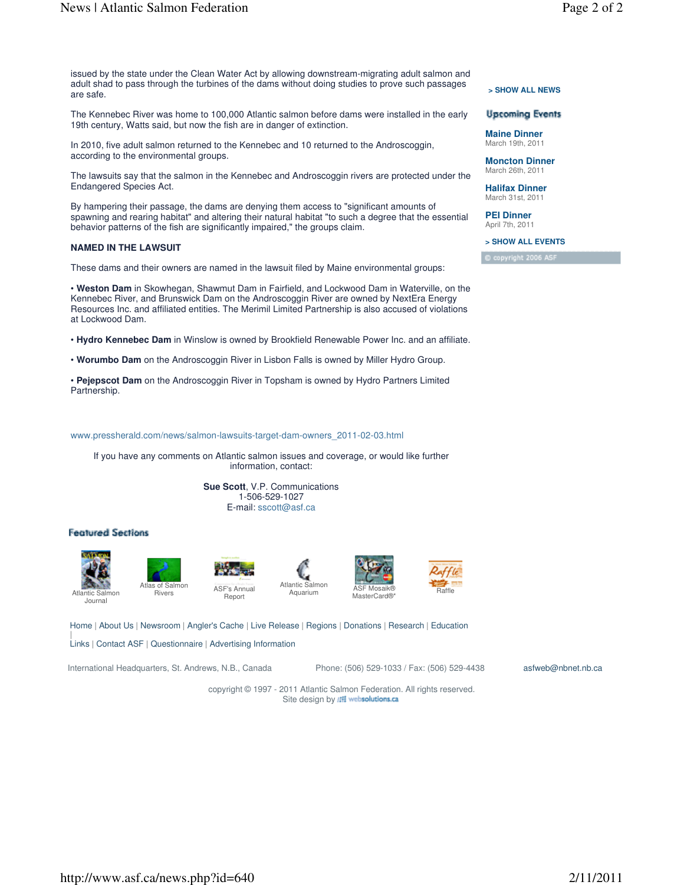issued by the state under the Clean Water Act by allowing downstream-migrating adult salmon and adult shad to pass through the turbines of the dams without doing studies to prove such passages are safe.

The Kennebec River was home to 100,000 Atlantic salmon before dams were installed in the early 19th century, Watts said, but now the fish are in danger of extinction.

In 2010, five adult salmon returned to the Kennebec and 10 returned to the Androscoggin, according to the environmental groups.

The lawsuits say that the salmon in the Kennebec and Androscoggin rivers are protected under the Endangered Species Act.

By hampering their passage, the dams are denying them access to "significant amounts of spawning and rearing habitat" and altering their natural habitat "to such a degree that the essential behavior patterns of the fish are significantly impaired," the groups claim.

**NAMED IN THE LAWSUIT**

These dams and their owners are named in the lawsuit filed by Maine environmental groups:

• **Weston Dam** in Skowhegan, Shawmut Dam in Fairfield, and Lockwood Dam in Waterville, on the Kennebec River, and Brunswick Dam on the Androscoggin River are owned by NextEra Energy Resources Inc. and affiliated entities. The Merimil Limited Partnership is also accused of violations at Lockwood Dam.

• **Hydro Kennebec Dam** in Winslow is owned by Brookfield Renewable Power Inc. and an affiliate.

• **Worumbo Dam** on the Androscoggin River in Lisbon Falls is owned by Miller Hydro Group.

• **Pejepscot Dam** on the Androscoggin River in Topsham is owned by Hydro Partners Limited Partnership.

www.pressherald.com/news/salmon-lawsuits-target-dam-owners_2011-02-03.html

If you have any comments on Atlantic salmon issues and coverage, or would like further information, contact:

**Sue Scott**, V.P. Communications
1-506-529-1027
E-mail: sscott@asf.ca

> SHOW ALL NEWS

## Upcoming Events

**Maine Dinner**
March 19th, 2011

**Moncton Dinner**
March 26th, 2011

**Halifax Dinner**
March 31st, 2011

**PEI Dinner**
April 7th, 2011

> SHOW ALL EVENTS

© copyright 2006 ASF

## Featured Sections

Atlantic Salmon Journal | Atlas of Salmon Rivers | ASF's Annual Report | Atlantic Salmon Aquarium | ASF Mosaik® MasterCard®* | Raffle

Home | About Us | Newsroom | Angler's Cache | Live Release | Regions | Donations | Research | Education | Links | Contact ASF | Questionnaire | Advertising Information

International Headquarters, St. Andrews, N.B., Canada    Phone: (506) 529-1033 / Fax: (506) 529-4438    asfweb@nbnet.nb.ca

copyright © 1997 - 2011 Atlantic Salmon Federation. All rights reserved.
Site design by websolutions.ca